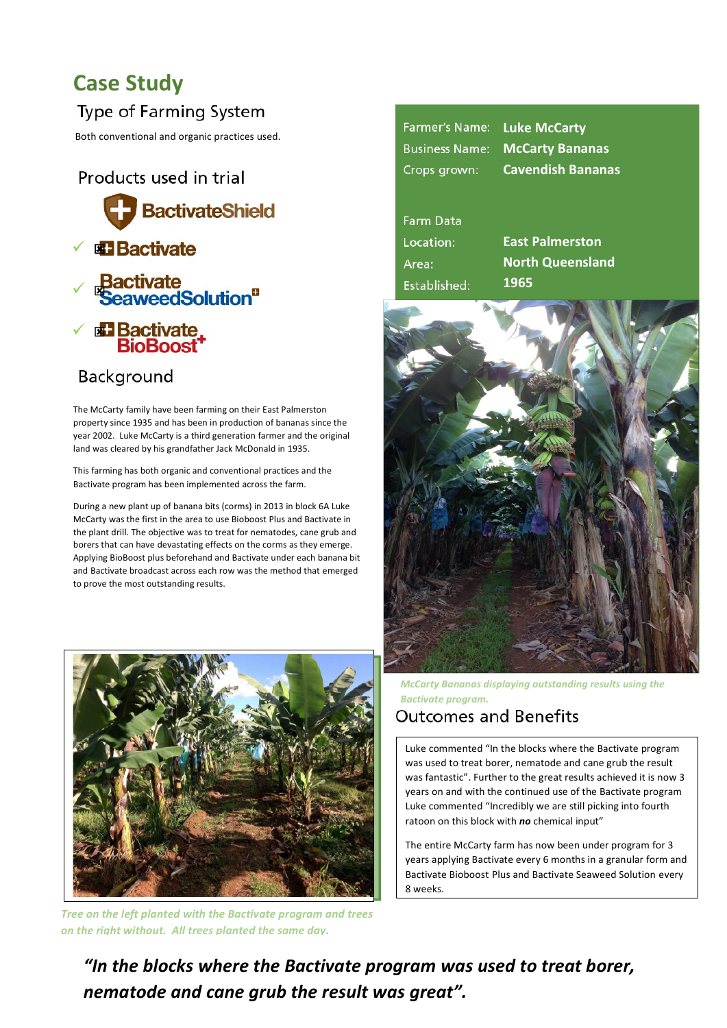# Case Study

## Type of Farming System

Both conventional and organic practices used.

## Products used in trial

BactivateShield

- ✓ Bactivate
- ✓ Bactivate SeaweedSolution
- ✓ Bactivate BioBoost+

| | |
|---|---|
| Farmer's Name: | **Luke McCarty** |
| Business Name: | **McCarty Bananas** |
| Crops grown: | **Cavendish Bananas** |

Farm Data

| | |
|---|---|
| Location: | **East Palmerston** |
| Area: | **North Queensland** |
| Established: | **1965** |

## Background

The McCarty family have been farming on their East Palmerston property since 1935 and has been in production of bananas since the year 2002. Luke McCarty is a third generation farmer and the original land was cleared by his grandfather Jack McDonald in 1935.

This farming has both organic and conventional practices and the Bactivate program has been implemented across the farm.

During a new plant up of banana bits (corms) in 2013 in block 6A Luke McCarty was the first in the area to use Bioboost Plus and Bactivate in the plant drill. The objective was to treat for nematodes, cane grub and borers that can have devastating effects on the corms as they emerge. Applying BioBoost plus beforehand and Bactivate under each banana bit and Bactivate broadcast across each row was the method that emerged to prove the most outstanding results.

*McCarty Bananas displaying outstanding results using the Bactivate program.*

*Tree on the left planted with the Bactivate program and trees on the right without. All trees planted the same day.*

## Outcomes and Benefits

Luke commented "In the blocks where the Bactivate program was used to treat borer, nematode and cane grub the result was fantastic". Further to the great results achieved it is now 3 years on and with the continued use of the Bactivate program Luke commented "Incredibly we are still picking into fourth ratoon on this block with ***no*** chemical input"

The entire McCarty farm has now been under program for 3 years applying Bactivate every 6 months in a granular form and Bactivate Bioboost Plus and Bactivate Seaweed Solution every 8 weeks.

***"In the blocks where the Bactivate program was used to treat borer, nematode and cane grub the result was great".***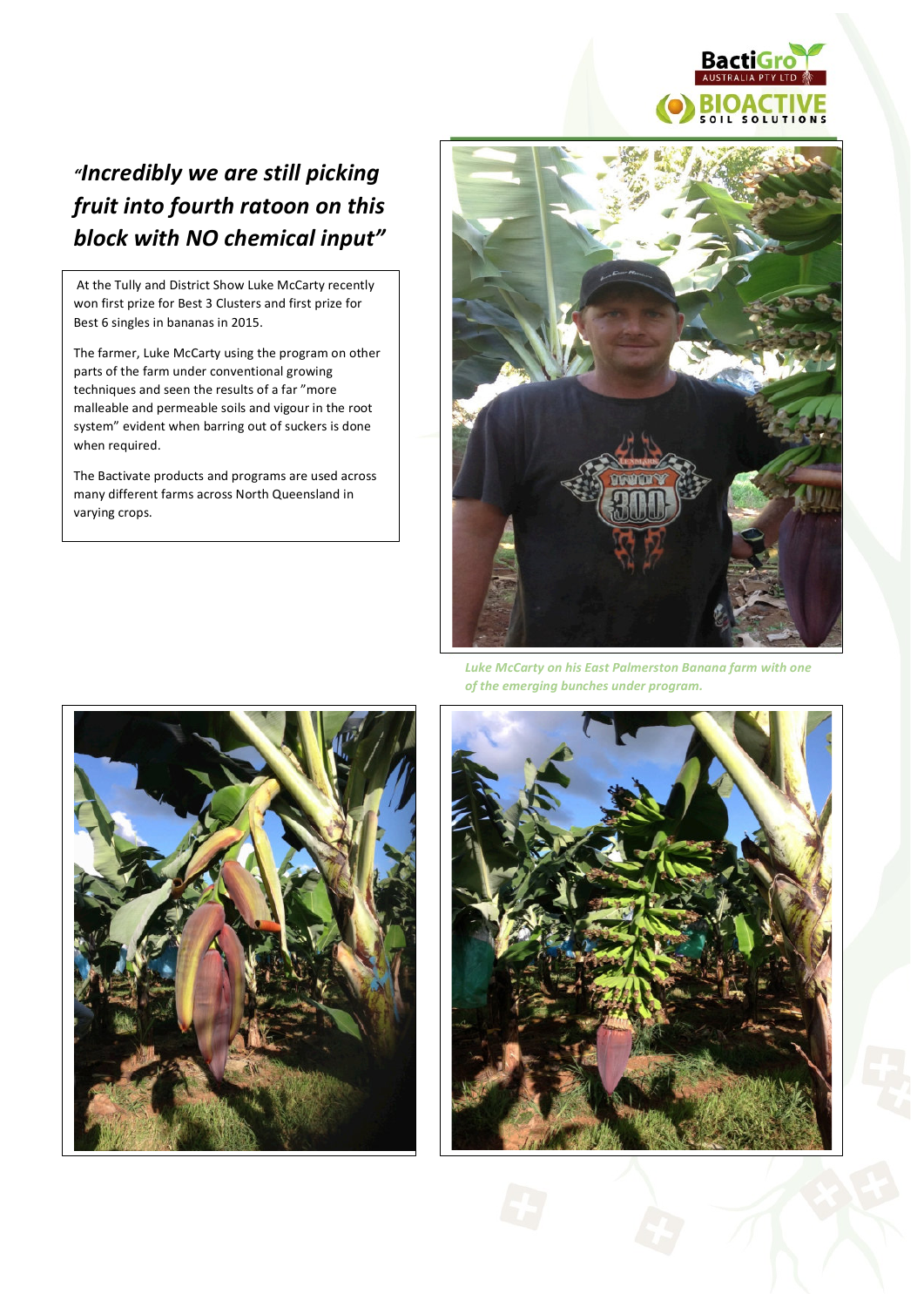BactiGro AUSTRALIA PTY LTD

BIOACTIVE SOIL SOLUTIONS

## *"Incredibly we are still picking fruit into fourth ratoon on this block with NO chemical input"*

At the Tully and District Show Luke McCarty recently won first prize for Best 3 Clusters and first prize for Best 6 singles in bananas in 2015.

The farmer, Luke McCarty using the program on other parts of the farm under conventional growing techniques and seen the results of a far "more malleable and permeable soils and vigour in the root system" evident when barring out of suckers is done when required.

The Bactivate products and programs are used across many different farms across North Queensland in varying crops.

*Luke McCarty on his East Palmerston Banana farm with one of the emerging bunches under program.*